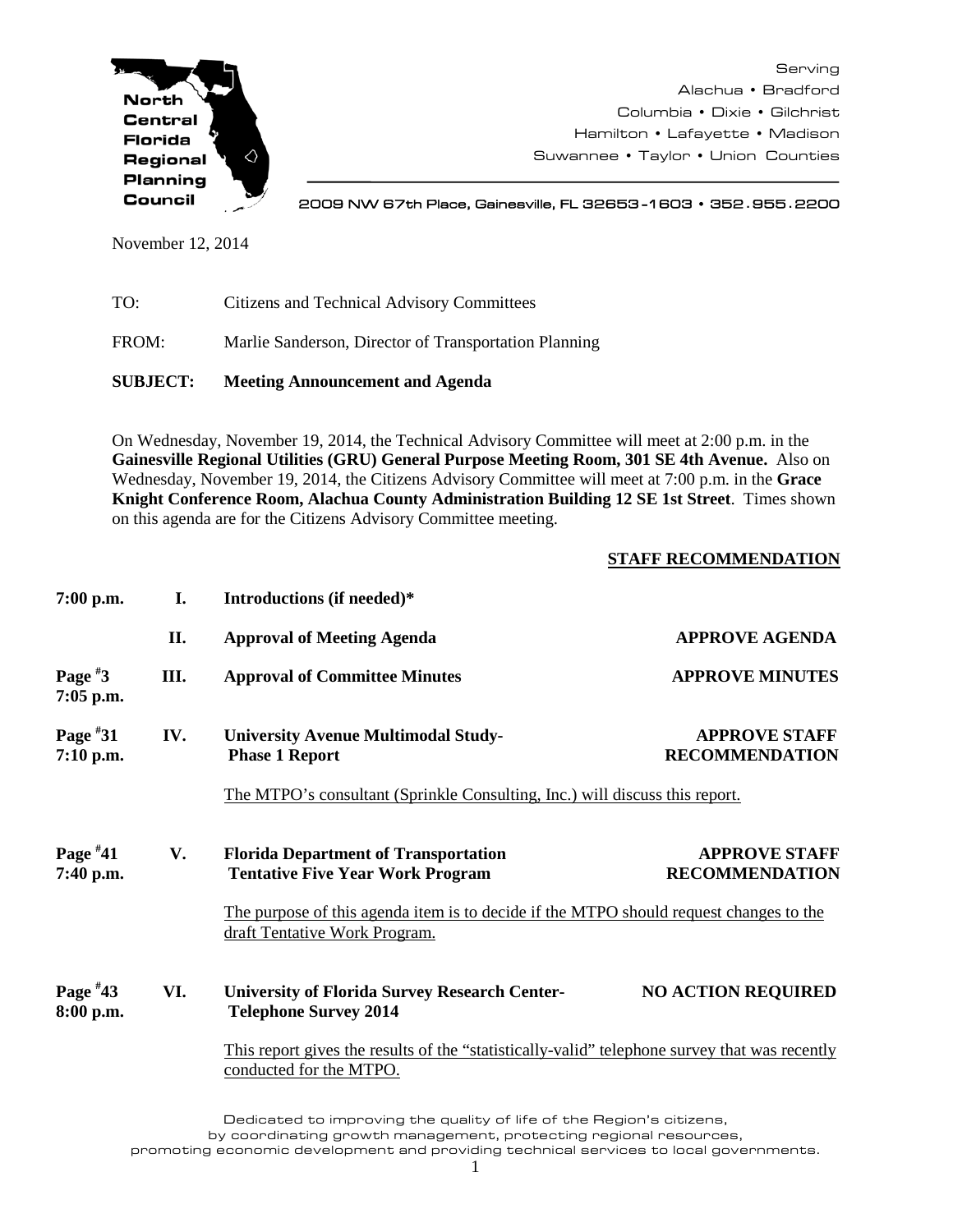North Central Florida Regional Planning Council

Serving
Alachua • Bradford
Columbia • Dixie • Gilchrist
Hamilton • Lafayette • Madison
Suwannee • Taylor • Union Counties

2009 NW 67th Place, Gainesville, FL 32653-1603 • 352.955.2200

November 12, 2014

TO: Citizens and Technical Advisory Committees

FROM: Marlie Sanderson, Director of Transportation Planning

**SUBJECT: Meeting Announcement and Agenda**

On Wednesday, November 19, 2014, the Technical Advisory Committee will meet at 2:00 p.m. in the **Gainesville Regional Utilities (GRU) General Purpose Meeting Room, 301 SE 4th Avenue.** Also on Wednesday, November 19, 2014, the Citizens Advisory Committee will meet at 7:00 p.m. in the **Grace Knight Conference Room, Alachua County Administration Building 12 SE 1st Street**. Times shown on this agenda are for the Citizens Advisory Committee meeting.

| | | | **STAFF RECOMMENDATION** |
|---|---|---|---|
| **7:00 p.m.** | **I.** | **Introductions (if needed)*** | |
| | **II.** | **Approval of Meeting Agenda** | **APPROVE AGENDA** |
| **Page #3 7:05 p.m.** | **III.** | **Approval of Committee Minutes** | **APPROVE MINUTES** |
| **Page #31 7:10 p.m.** | **IV.** | **University Avenue Multimodal Study- Phase 1 Report**<br>The MTPO's consultant (Sprinkle Consulting, Inc.) will discuss this report. | **APPROVE STAFF RECOMMENDATION** |
| **Page #41 7:40 p.m.** | **V.** | **Florida Department of Transportation Tentative Five Year Work Program**<br>The purpose of this agenda item is to decide if the MTPO should request changes to the draft Tentative Work Program. | **APPROVE STAFF RECOMMENDATION** |
| **Page #43 8:00 p.m.** | **VI.** | **University of Florida Survey Research Center- Telephone Survey 2014**<br>This report gives the results of the "statistically-valid" telephone survey that was recently conducted for the MTPO. | **NO ACTION REQUIRED** |

Dedicated to improving the quality of life of the Region's citizens, by coordinating growth management, protecting regional resources, promoting economic development and providing technical services to local governments.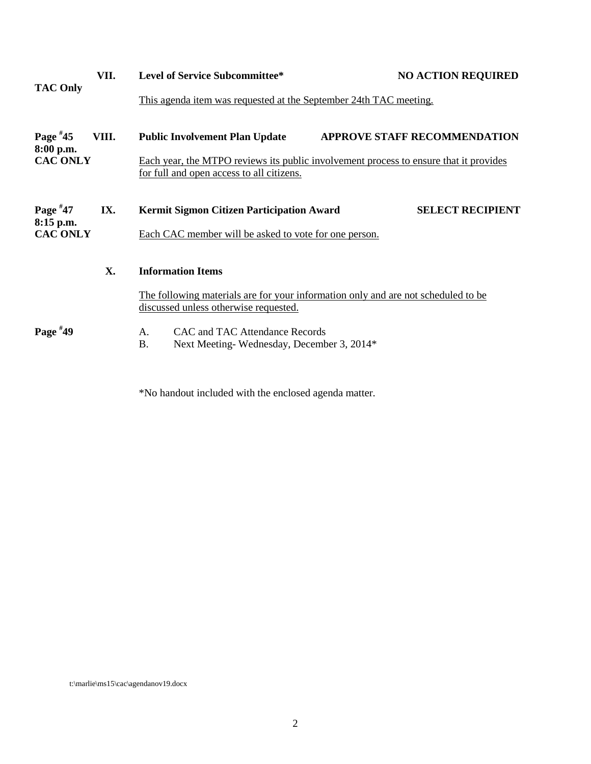**TAC Only** | **VII.** | **Level of Service Subcommittee*** | **NO ACTION REQUIRED**

This agenda item was requested at the September 24th TAC meeting.

**Page #45** | **8:00 p.m.** | **CAC ONLY** | **VIII.** | **Public Involvement Plan Update** | **APPROVE STAFF RECOMMENDATION**

Each year, the MTPO reviews its public involvement process to ensure that it provides for full and open access to all citizens.

**Page #47** | **8:15 p.m.** | **CAC ONLY** | **IX.** | **Kermit Sigmon Citizen Participation Award** | **SELECT RECIPIENT**

Each CAC member will be asked to vote for one person.

**X.** **Information Items**

The following materials are for your information only and are not scheduled to be discussed unless otherwise requested.

**Page #49**

A. CAC and TAC Attendance Records
B. Next Meeting- Wednesday, December 3, 2014*

*No handout included with the enclosed agenda matter.

t:\marlie\ms15\cac\agendanov19.docx